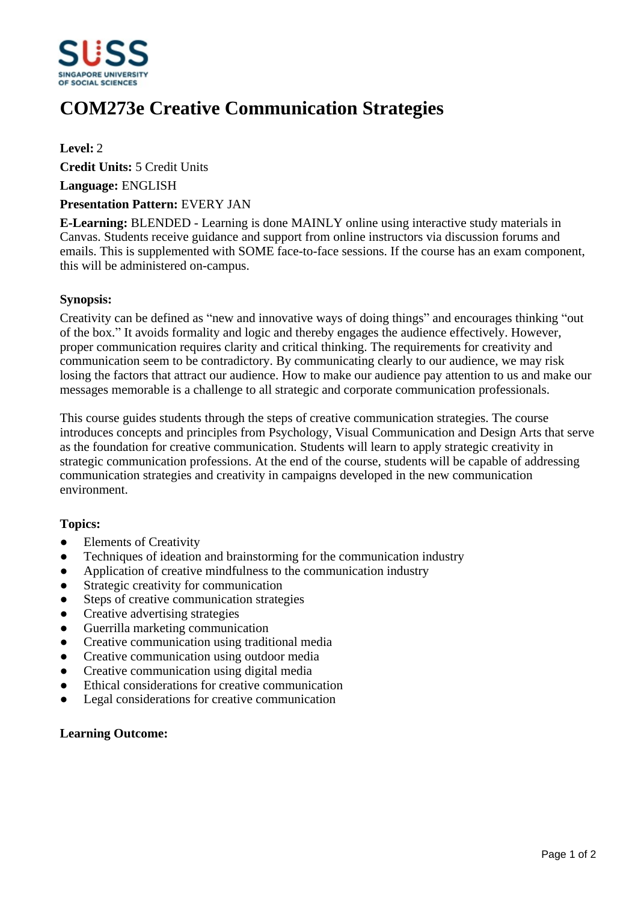# COM273e Creative Communication Strategies

**Level:** 2

**Credit Units:** 5 Credit Units

**Language:** ENGLISH

**Presentation Pattern:** EVERY JAN

**E-Learning:** BLENDED - Learning is done MAINLY online using interactive study materials in Canvas. Students receive guidance and support from online instructors via discussion forums and emails. This is supplemented with SOME face-to-face sessions. If the course has an exam component, this will be administered on-campus.

**Synopsis:**

Creativity can be defined as “new and innovative ways of doing things” and encourages thinking “out of the box.” It avoids formality and logic and thereby engages the audience effectively. However, proper communication requires clarity and critical thinking. The requirements for creativity and communication seem to be contradictory. By communicating clearly to our audience, we may risk losing the factors that attract our audience. How to make our audience pay attention to us and make our messages memorable is a challenge to all strategic and corporate communication professionals.

This course guides students through the steps of creative communication strategies. The course introduces concepts and principles from Psychology, Visual Communication and Design Arts that serve as the foundation for creative communication. Students will learn to apply strategic creativity in strategic communication professions. At the end of the course, students will be capable of addressing communication strategies and creativity in campaigns developed in the new communication environment.

**Topics:**

- Elements of Creativity
- Techniques of ideation and brainstorming for the communication industry
- Application of creative mindfulness to the communication industry
- Strategic creativity for communication
- Steps of creative communication strategies
- Creative advertising strategies
- Guerrilla marketing communication
- Creative communication using traditional media
- Creative communication using outdoor media
- Creative communication using digital media
- Ethical considerations for creative communication
- Legal considerations for creative communication

**Learning Outcome:**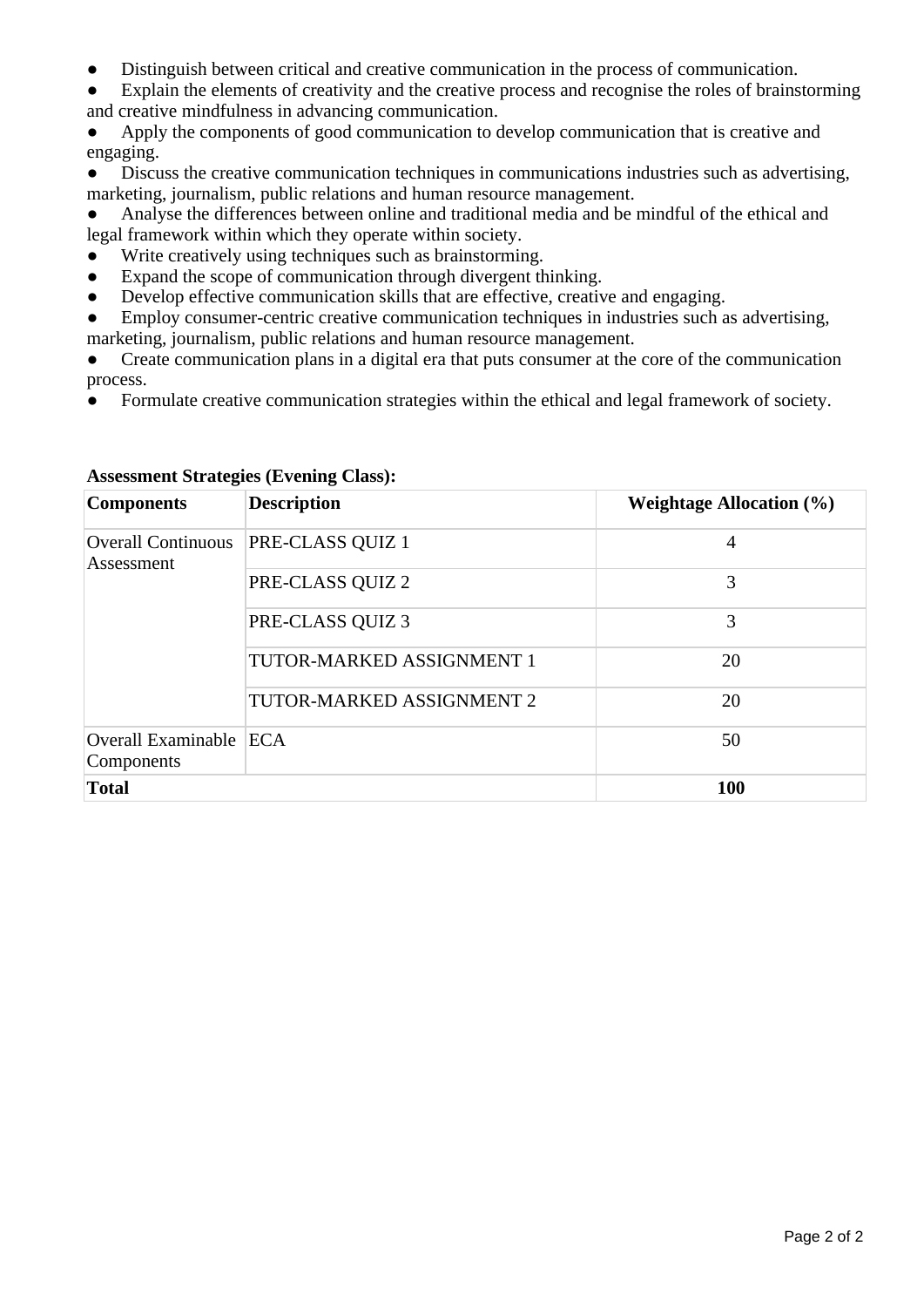- Distinguish between critical and creative communication in the process of communication.
- Explain the elements of creativity and the creative process and recognise the roles of brainstorming and creative mindfulness in advancing communication.
- Apply the components of good communication to develop communication that is creative and engaging.
- Discuss the creative communication techniques in communications industries such as advertising, marketing, journalism, public relations and human resource management.
- Analyse the differences between online and traditional media and be mindful of the ethical and legal framework within which they operate within society.
- Write creatively using techniques such as brainstorming.
- Expand the scope of communication through divergent thinking.
- Develop effective communication skills that are effective, creative and engaging.
- Employ consumer-centric creative communication techniques in industries such as advertising, marketing, journalism, public relations and human resource management.
- Create communication plans in a digital era that puts consumer at the core of the communication process.
- Formulate creative communication strategies within the ethical and legal framework of society.

**Assessment Strategies (Evening Class):**

| **Components** | **Description** | **Weightage Allocation (%)** |
|---|---|---|
| Overall Continuous Assessment | PRE-CLASS QUIZ 1 | 4 |
| | PRE-CLASS QUIZ 2 | 3 |
| | PRE-CLASS QUIZ 3 | 3 |
| | TUTOR-MARKED ASSIGNMENT 1 | 20 |
| | TUTOR-MARKED ASSIGNMENT 2 | 20 |
| Overall Examinable Components | ECA | 50 |
| **Total** | | **100** |